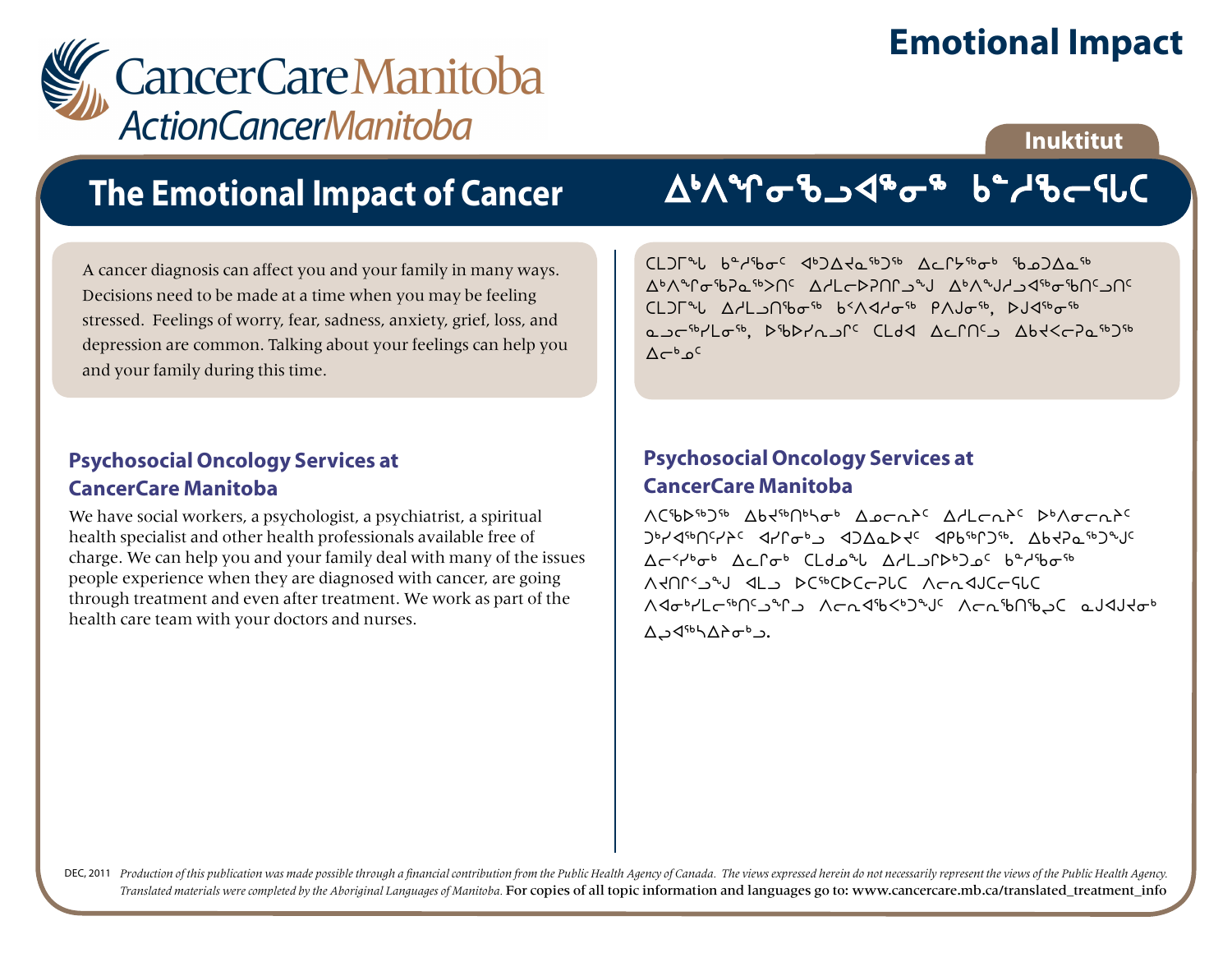CancerCare Manitoba
ActionCancerManitoba

# Emotional Impact

Inuktitut

## The Emotional Impact of Cancer

## ᐃᒃᐱᖕᒋᓂᖃᓗᐊᖅᓂᖅ ᑲᖠᓱᖃᓚᕋᓚ

A cancer diagnosis can affect you and your family in many ways. Decisions need to be made at a time when you may be feeling stressed. Feelings of worry, fear, sadness, anxiety, grief, loss, and depression are common. Talking about your feelings can help you and your family during this time.

ᑕᒪᑐᒥᖓᓚ ᑲᓐᓱᖅᑲᓂᑦ ᐊᒃᑐᐃᔪᓇᖅᑐᖅ ᐃᓚᒥᔫᖅᓂᒃ ᖃᓄᑐᐃᓇᖅ ᐃᒃᐱᖕᒋᓂᖃᕈᓇᖅᐳᑎᑦ ᐃᓱᒪᓕᐅᕈᑎᒋᓗᓐᒍ ᐃᒃᐱᖕᒍᓱᓗᐊᖅᓂᖃᑎᑦᑐᑎᑦ ᑕᒪᑐᒥᖓᓚ ᐃᓱᒪᓗᑎᖃᓂᖅ ᑲᐯᐊᓱᓂᖅ ᑭᐱᒍᓂᖅ, ᐅᒍᐊᖅᓂᖅ ᓇᓗᓕᖅᓯᒪᓂᖅ, ᐅᖃᐅᓯᕆᓗᒋᑦ ᑕᒪᑯᐊ ᐃᓚᒥᑎᑦᑐ ᐃᑲᔪᕙᓕᕈᓇᖅᑐᖅ ᐃᓕᒃᓄᑦ

### Psychosocial Oncology Services at CancerCare Manitoba

We have social workers, a psychologist, a psychiatrist, a spiritual health specialist and other health professionals available free of charge. We can help you and your family deal with many of the issues people experience when they are diagnosed with cancer, are going through treatment and even after treatment. We work as part of the health care team with your doctors and nurses.

### Psychosocial Oncology Services at CancerCare Manitoba

ᐱᑕᖃᖅᑐᖅ ᐃᑲᔪᖅᑎᒃᓴᓂᒃ ᐃᓄᓕᕆᔨᑦ ᐃᓱᒪᓕᕆᔨᑦ ᐅᒃᐱᓂᓕᕆᔨᑦ ᑐᒃᓯᐊᖅᑎᑦᓯᔨᑦ ᐊᓯᒋᓂᒃᓗ ᐋᑐᐊᓇᐅᔪᑦ ᐊᑭᒃᖏᑐᖅ. ᐃᑲᔫᓇᖅᑐᖕᒍᑦ ᐃᓚᐸᓯᒃᓂᒃ ᐃᓚᒥᓂᒃ ᑕᒪᑯᓇᖕᒪ ᐃᓱᒪᓗᒋᐅᒃᑐᓄᑦ ᑲᖠᓱᖃᓂᖅ ᐱᔪᑎᒋᐸᓗᖕᒍ ᐊᒪᓗ ᐅᑕᖅᑕᐅᑕᓚᕈᓚᑕ ᐱᓚᕆᐊᒍᑕᓚᕋᓚᑕ ᐱᐊᓂᒃᓯᒪᓚᖅᑎᑦᓗᖕᒋᓗ ᐱᓚᕆᐊᖃᑉᐳᖕᒍᑦ ᐱᓚᕆᖅᑎᖃᕈᑕ ᓇᒍᐊᒍᔪᓂᒃ ᐃᓗᐊᖅᓴᐃᔭᓂᒃᓗ.

DEC, 2011 *Production of this publication was made possible through a financial contribution from the Public Health Agency of Canada. The views expressed herein do not necessarily represent the views of the Public Health Agency. Translated materials were completed by the Aboriginal Languages of Manitoba.* For copies of all topic information and languages go to: www.cancercare.mb.ca/translated_treatment_info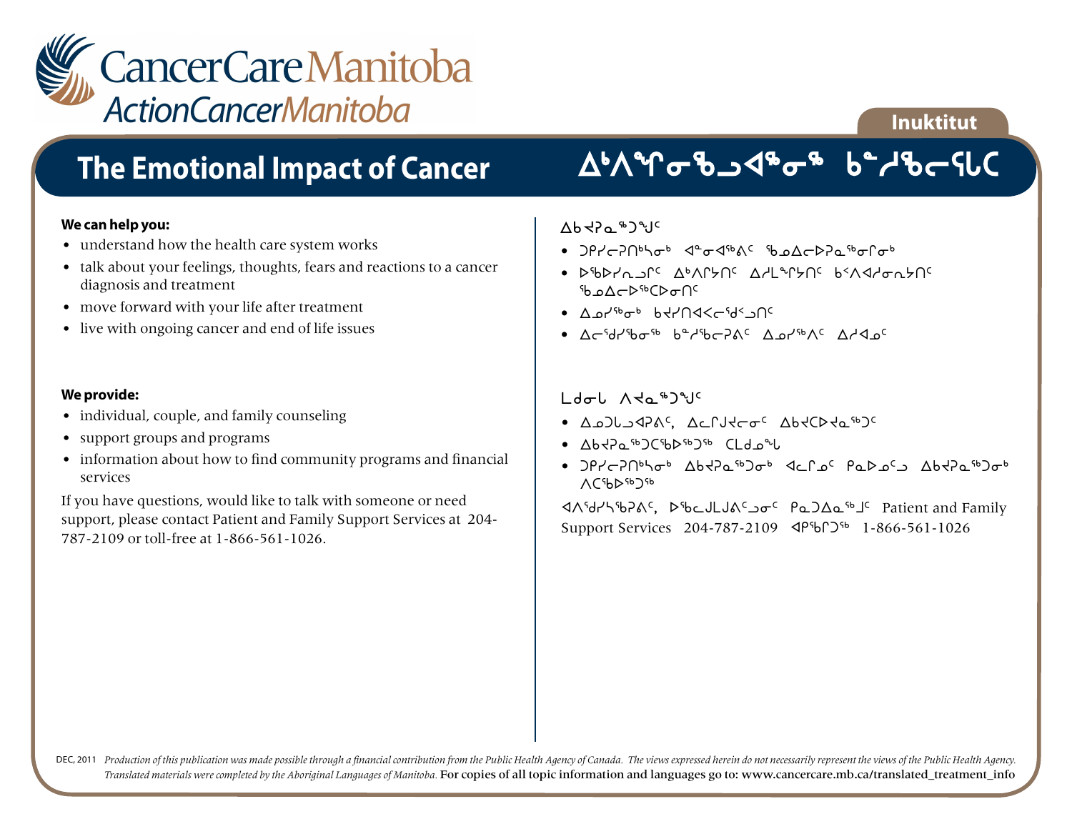CancerCare Manitoba
ActionCancerManitoba

Inuktitut

# The Emotional Impact of Cancer

# ᐃᒃᐱᒋᓂᖃᓗᐊᖅᓂᖅ ᑲᓱᖃᓚᕿᒪᑕ

**We can help you:**

- understand how the health care system works
- talk about your feelings, thoughts, fears and reactions to a cancer diagnosis and treatment
- move forward with your life after treatment
- live with ongoing cancer and end of life issues

**We provide:**

- individual, couple, and family counseling
- support groups and programs
- information about how to find community programs and financial services

If you have questions, would like to talk with someone or need support, please contact Patient and Family Support Services at 204-787-2109 or toll-free at 1-866-561-1026.

ᐃᑲᔫᓇᖅᑐᒍᑦ

- ᑐᑭᓯᓕᕈᑎᒃᓴᓂᒃ ᐊᓐᓂᐊᖅᕕᑦ ᖃᓄᐃᓕᐅᕈᓇᖅᓂᒋᓂᒃ
- ᐅᖃᐅᓯᕆᓇᓗᒋᑦ ᐃᒃᐱᒋᔭᑎᑦ ᐃᓱᒪᒋᔭᑎᑦ ᑲᑉᐱᐊᓱᑦᓂᕆᔭᑎᑦ ᖃᓄᐃᓕᐅᖅᑕᐅᓂᑎᑦ
- ᐃᓅᓯᖅᓂᒃ ᑲᔪᓯᑎᐊᑉᐸᓕᕐᑯᑉᓗᑎᑦ
- ᐃᓚᕐᑯᓯᖅᑲᓂᖅ ᑲᓱᖃᓕᕈᕕᑦ ᐃᓅᓯᖅᐱᑦ ᐃᓱᐊᓄᑦ

ᒪᑯᓂᕐᒃ ᐱᔪᓇᖅᑐᒍᑦ

- ᐃᓄᑐᒐᓗᐊᕈᕕᑦ, ᐃᓚᒌᑦᔪᓕᓂᑦ ᐃᑲᔪᑕᐅᔪᓇᖅᑐᑦ
- ᐃᑲᔪᕈᓇᖅᑐᑦᑲᐅᖅᑐᖅ ᑕᒪᑐᓇᒡᒐ
- ᑐᑭᓯᓕᕈᑎᒃᓴᓂᒃ ᐃᑲᔪᕈᓇᖅᑐᓂᒃ ᐊᓚᒌᓄᑦ ᑭᓇᐅᓄᑦᑐ ᐃᑲᔪᕈᓇᖅᑐᓂᒃ ᐱᑕᖃᖅᑐᖅ

ᐊᐱᕐᑯᓯᔅᖃᕈᕕᑦ, ᐅᖃᓗᒃᑲᑦᑐᓂᑦ ᑭᓇᑐᐃᓇᖅᒧᑦ Patient and Family Support Services 204-787-2109 ᐊᑭᖃᕐᑐᖅ 1-866-561-1026

DEC, 2011 *Production of this publication was made possible through a financial contribution from the Public Health Agency of Canada. The views expressed herein do not necessarily represent the views of the Public Health Agency. Translated materials were completed by the Aboriginal Languages of Manitoba.* For copies of all topic information and languages go to: www.cancercare.mb.ca/translated_treatment_info